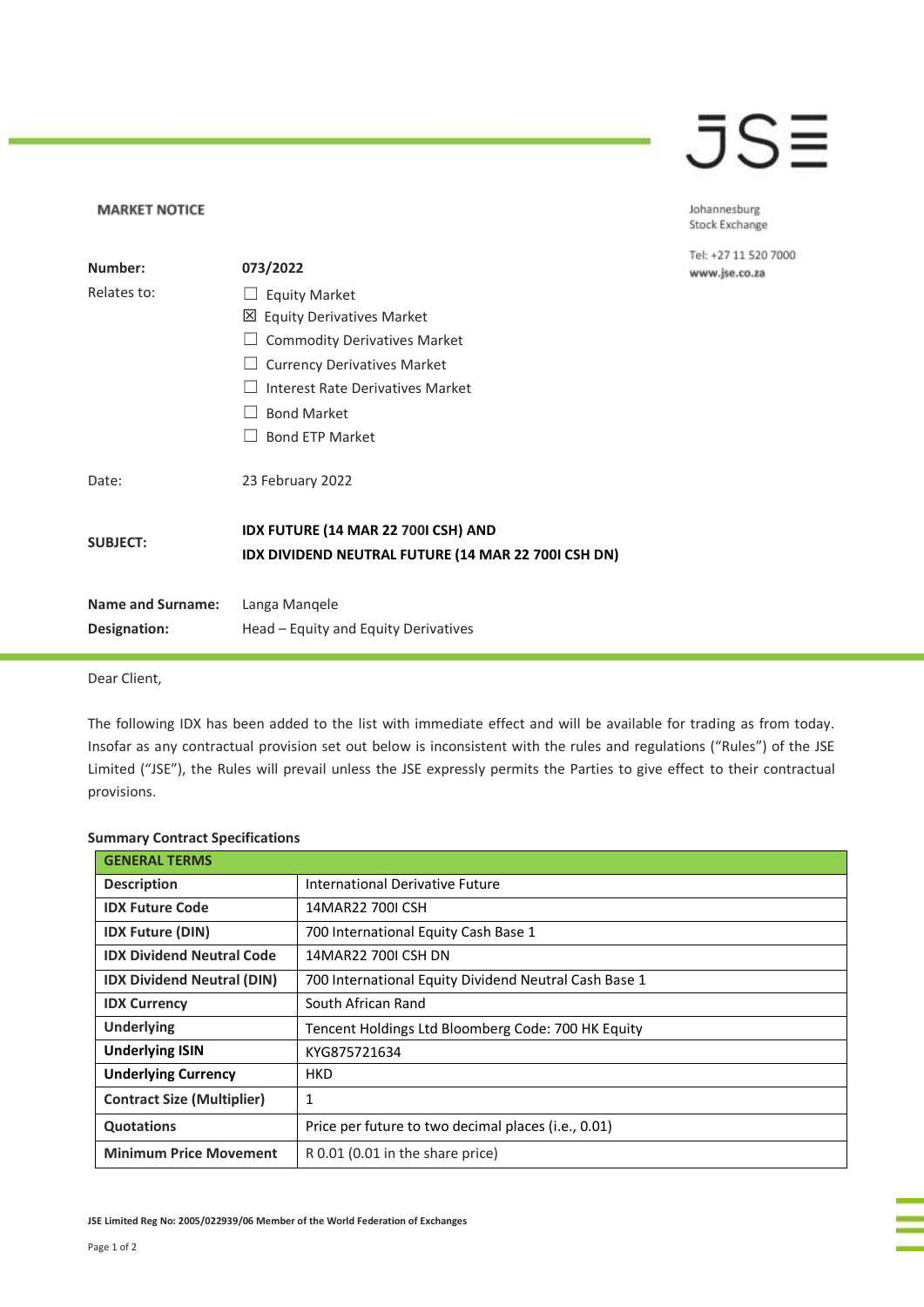# MARKET NOTICE

JSE

Johannesburg Stock Exchange

Tel: +27 11 520 7000
www.jse.co.za

**Number:** 073/2022

Relates to:

- ☐ Equity Market
- ☒ Equity Derivatives Market
- ☐ Commodity Derivatives Market
- ☐ Currency Derivatives Market
- ☐ Interest Rate Derivatives Market
- ☐ Bond Market
- ☐ Bond ETP Market

Date: 23 February 2022

**SUBJECT:** **IDX FUTURE (14 MAR 22 700I CSH) AND IDX DIVIDEND NEUTRAL FUTURE (14 MAR 22 700I CSH DN)**

**Name and Surname:** Langa Manqele
**Designation:** Head – Equity and Equity Derivatives

Dear Client,

The following IDX has been added to the list with immediate effect and will be available for trading as from today. Insofar as any contractual provision set out below is inconsistent with the rules and regulations ("Rules") of the JSE Limited ("JSE"), the Rules will prevail unless the JSE expressly permits the Parties to give effect to their contractual provisions.

**Summary Contract Specifications**

| GENERAL TERMS | |
|---|---|
| **Description** | International Derivative Future |
| **IDX Future Code** | 14MAR22 700I CSH |
| **IDX Future (DIN)** | 700 International Equity Cash Base 1 |
| **IDX Dividend Neutral Code** | 14MAR22 700I CSH DN |
| **IDX Dividend Neutral (DIN)** | 700 International Equity Dividend Neutral Cash Base 1 |
| **IDX Currency** | South African Rand |
| **Underlying** | Tencent Holdings Ltd Bloomberg Code: 700 HK Equity |
| **Underlying ISIN** | KYG875721634 |
| **Underlying Currency** | HKD |
| **Contract Size (Multiplier)** | 1 |
| **Quotations** | Price per future to two decimal places (i.e., 0.01) |
| **Minimum Price Movement** | R 0.01 (0.01 in the share price) |

JSE Limited Reg No: 2005/022939/06 Member of the World Federation of Exchanges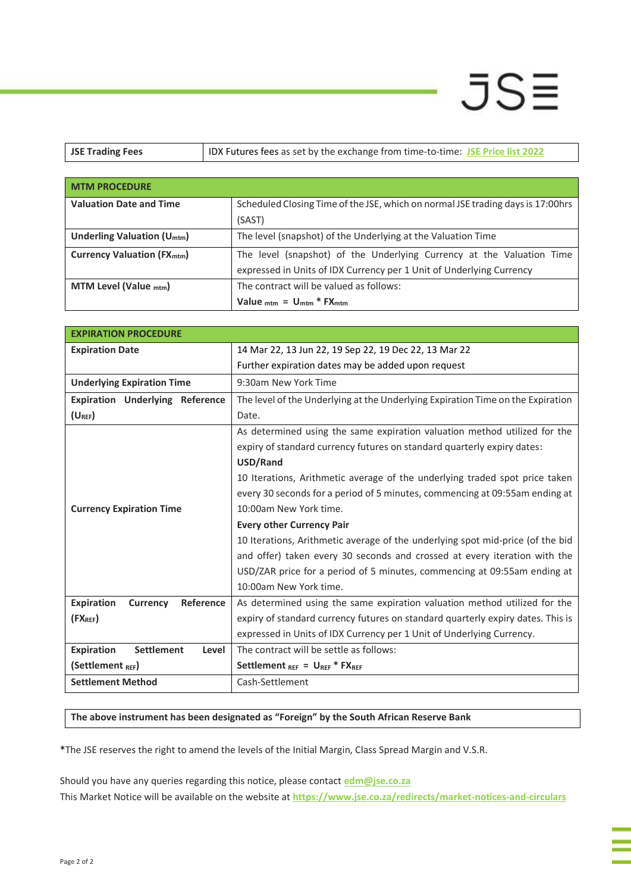| JSE Trading Fees | IDX Futures fees as set by the exchange from time-to-time: JSE Price list 2022 |
|---|---|

| MTM PROCEDURE | |
|---|---|
| **Valuation Date and Time** | Scheduled Closing Time of the JSE, which on normal JSE trading days is 17:00hrs (SAST) |
| **Underling Valuation ($U_{mtm}$)** | The level (snapshot) of the Underlying at the Valuation Time |
| **Currency Valuation ($FX_{mtm}$)** | The level (snapshot) of the Underlying Currency at the Valuation Time expressed in Units of IDX Currency per 1 Unit of Underlying Currency |
| **MTM Level ($Value_{mtm}$)** | The contract will be valued as follows: **$Value_{mtm} = U_{mtm} * FX_{mtm}$** |

| EXPIRATION PROCEDURE | |
|---|---|
| **Expiration Date** | 14 Mar 22, 13 Jun 22, 19 Sep 22, 19 Dec 22, 13 Mar 22<br>Further expiration dates may be added upon request |
| **Underlying Expiration Time** | 9:30am New York Time |
| **Expiration Underlying Reference ($U_{REF}$)** | The level of the Underlying at the Underlying Expiration Time on the Expiration Date. |
| **Currency Expiration Time** | As determined using the same expiration valuation method utilized for the expiry of standard currency futures on standard quarterly expiry dates:<br>**USD/Rand**<br>10 Iterations, Arithmetic average of the underlying traded spot price taken every 30 seconds for a period of 5 minutes, commencing at 09:55am ending at 10:00am New York time.<br>**Every other Currency Pair**<br>10 Iterations, Arithmetic average of the underlying spot mid-price (of the bid and offer) taken every 30 seconds and crossed at every iteration with the USD/ZAR price for a period of 5 minutes, commencing at 09:55am ending at 10:00am New York time. |
| **Expiration Currency Reference ($FX_{REF}$)** | As determined using the same expiration valuation method utilized for the expiry of standard currency futures on standard quarterly expiry dates. This is expressed in Units of IDX Currency per 1 Unit of Underlying Currency. |
| **Expiration Settlement Level ($Settlement_{REF}$)** | The contract will be settle as follows:<br>**$Settlement_{REF} = U_{REF} * FX_{REF}$** |
| **Settlement Method** | Cash-Settlement |

**The above instrument has been designated as "Foreign" by the South African Reserve Bank**

*The JSE reserves the right to amend the levels of the Initial Margin, Class Spread Margin and V.S.R.

Should you have any queries regarding this notice, please contact edm@jse.co.za
This Market Notice will be available on the website at https://www.jse.co.za/redirects/market-notices-and-circulars